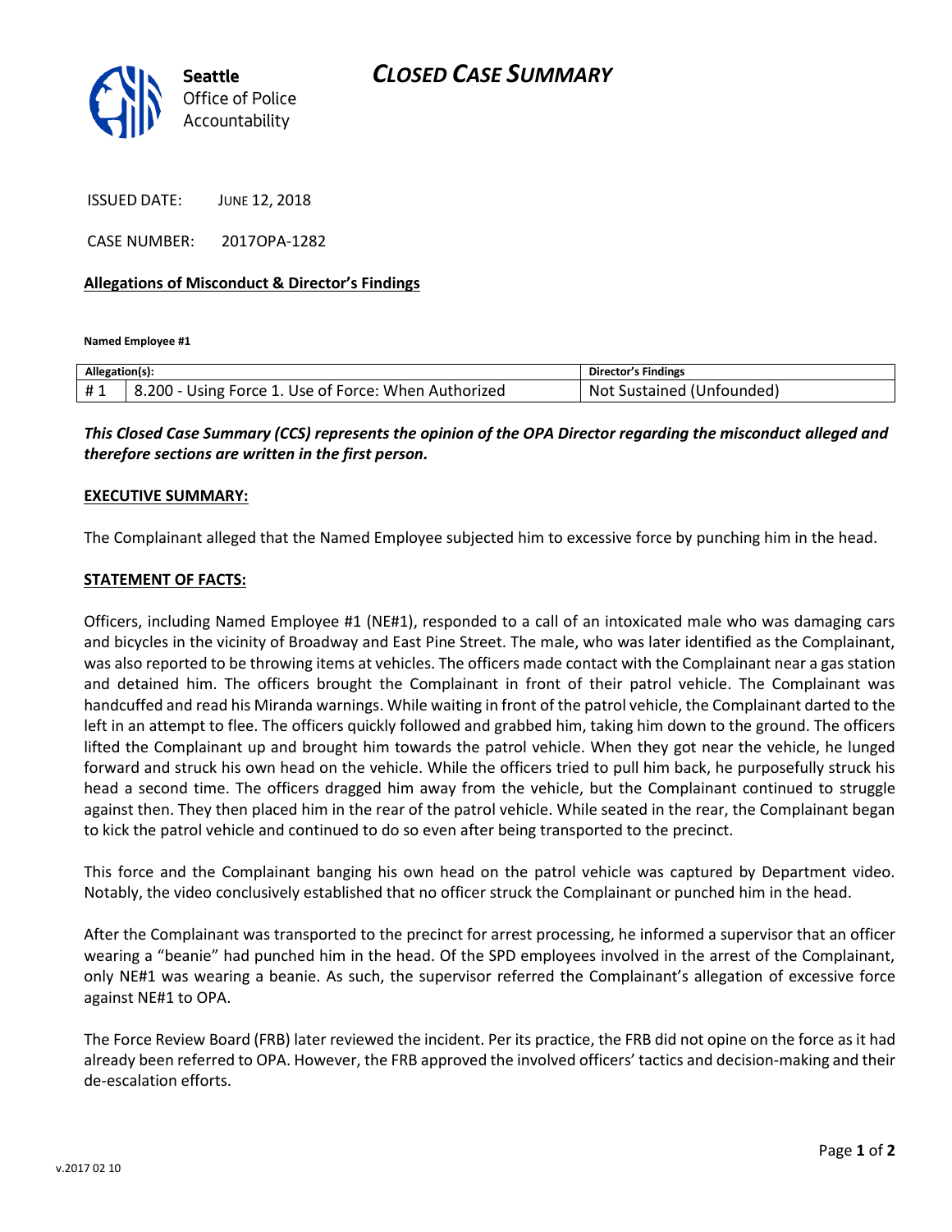Seattle
Office of Police
Accountability

# CLOSED CASE SUMMARY

ISSUED DATE: JUNE 12, 2018

CASE NUMBER: 2017OPA-1282

**Allegations of Misconduct & Director's Findings**

**Named Employee #1**

| Allegation(s): | | Director's Findings |
|---|---|---|
| # 1 | 8.200 - Using Force 1. Use of Force: When Authorized | Not Sustained (Unfounded) |

***This Closed Case Summary (CCS) represents the opinion of the OPA Director regarding the misconduct alleged and therefore sections are written in the first person.***

**EXECUTIVE SUMMARY:**

The Complainant alleged that the Named Employee subjected him to excessive force by punching him in the head.

**STATEMENT OF FACTS:**

Officers, including Named Employee #1 (NE#1), responded to a call of an intoxicated male who was damaging cars and bicycles in the vicinity of Broadway and East Pine Street. The male, who was later identified as the Complainant, was also reported to be throwing items at vehicles. The officers made contact with the Complainant near a gas station and detained him. The officers brought the Complainant in front of their patrol vehicle. The Complainant was handcuffed and read his Miranda warnings. While waiting in front of the patrol vehicle, the Complainant darted to the left in an attempt to flee. The officers quickly followed and grabbed him, taking him down to the ground. The officers lifted the Complainant up and brought him towards the patrol vehicle. When they got near the vehicle, he lunged forward and struck his own head on the vehicle. While the officers tried to pull him back, he purposefully struck his head a second time. The officers dragged him away from the vehicle, but the Complainant continued to struggle against them. They then placed him in the rear of the patrol vehicle. While seated in the rear, the Complainant began to kick the patrol vehicle and continued to do so even after being transported to the precinct.

This force and the Complainant banging his own head on the patrol vehicle was captured by Department video. Notably, the video conclusively established that no officer struck the Complainant or punched him in the head.

After the Complainant was transported to the precinct for arrest processing, he informed a supervisor that an officer wearing a "beanie" had punched him in the head. Of the SPD employees involved in the arrest of the Complainant, only NE#1 was wearing a beanie. As such, the supervisor referred the Complainant's allegation of excessive force against NE#1 to OPA.

The Force Review Board (FRB) later reviewed the incident. Per its practice, the FRB did not opine on the force as it had already been referred to OPA. However, the FRB approved the involved officers' tactics and decision-making and their de-escalation efforts.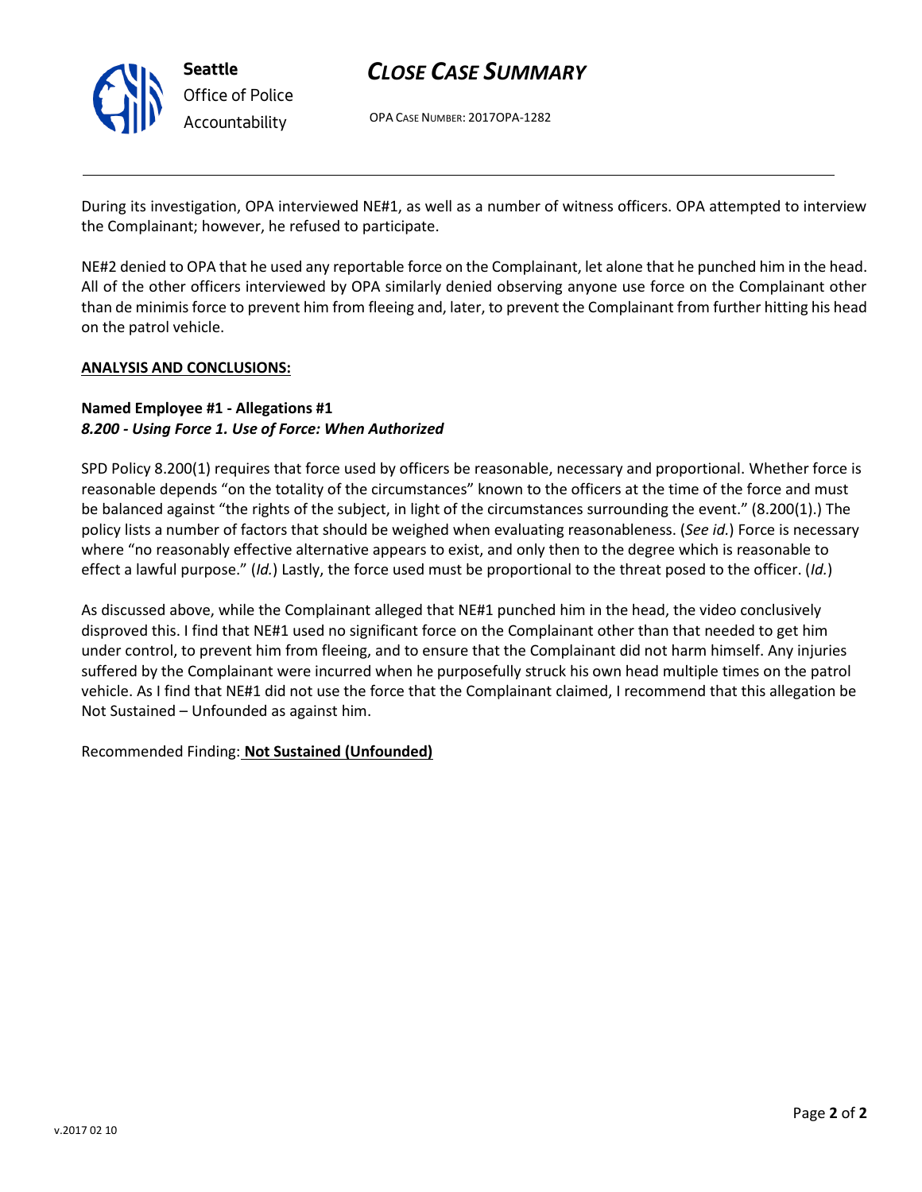During its investigation, OPA interviewed NE#1, as well as a number of witness officers. OPA attempted to interview the Complainant; however, he refused to participate.

NE#2 denied to OPA that he used any reportable force on the Complainant, let alone that he punched him in the head. All of the other officers interviewed by OPA similarly denied observing anyone use force on the Complainant other than de minimis force to prevent him from fleeing and, later, to prevent the Complainant from further hitting his head on the patrol vehicle.

**ANALYSIS AND CONCLUSIONS:**

**Named Employee #1 - Allegations #1**
***8.200 - Using Force 1. Use of Force: When Authorized***

SPD Policy 8.200(1) requires that force used by officers be reasonable, necessary and proportional. Whether force is reasonable depends "on the totality of the circumstances" known to the officers at the time of the force and must be balanced against "the rights of the subject, in light of the circumstances surrounding the event." (8.200(1).) The policy lists a number of factors that should be weighed when evaluating reasonableness. (*See id.*) Force is necessary where "no reasonably effective alternative appears to exist, and only then to the degree which is reasonable to effect a lawful purpose." (*Id.*) Lastly, the force used must be proportional to the threat posed to the officer. (*Id.*)

As discussed above, while the Complainant alleged that NE#1 punched him in the head, the video conclusively disproved this. I find that NE#1 used no significant force on the Complainant other than that needed to get him under control, to prevent him from fleeing, and to ensure that the Complainant did not harm himself. Any injuries suffered by the Complainant were incurred when he purposefully struck his own head multiple times on the patrol vehicle. As I find that NE#1 did not use the force that the Complainant claimed, I recommend that this allegation be Not Sustained – Unfounded as against him.

Recommended Finding: **Not Sustained (Unfounded)**